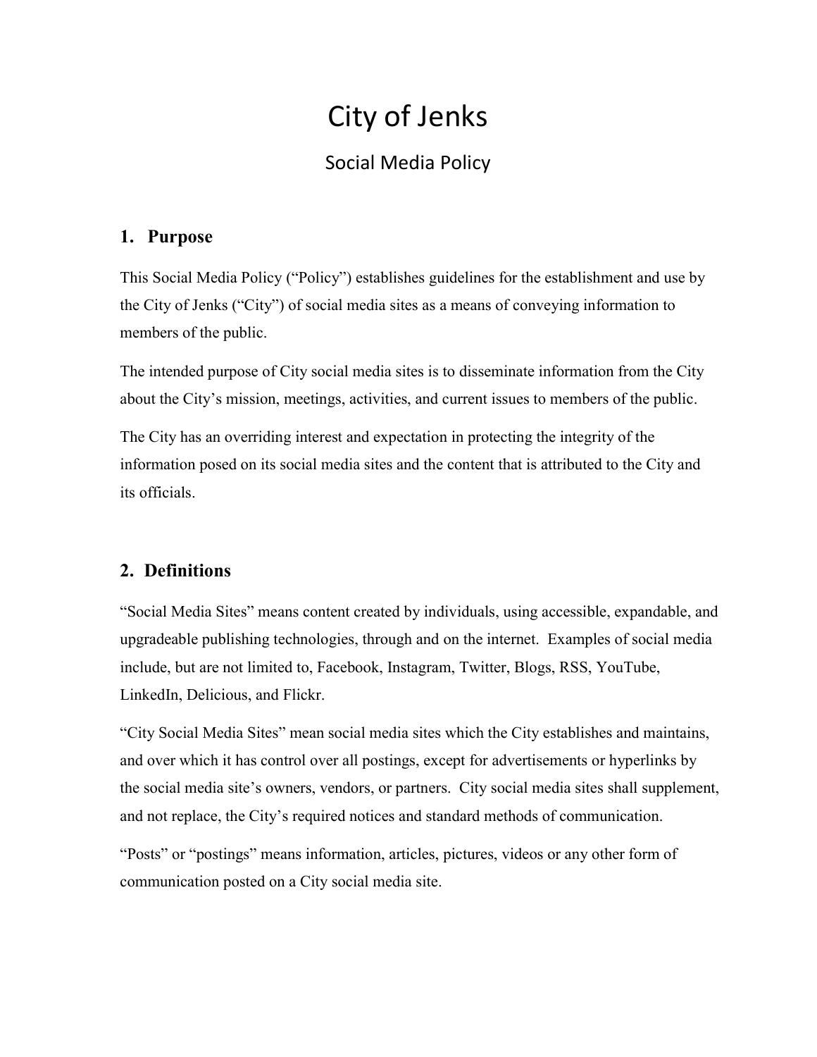# City of Jenks

## Social Media Policy

### 1. Purpose

This Social Media Policy ("Policy") establishes guidelines for the establishment and use by the City of Jenks ("City") of social media sites as a means of conveying information to members of the public.

The intended purpose of City social media sites is to disseminate information from the City about the City's mission, meetings, activities, and current issues to members of the public.

The City has an overriding interest and expectation in protecting the integrity of the information posed on its social media sites and the content that is attributed to the City and its officials.

### 2. Definitions

"Social Media Sites" means content created by individuals, using accessible, expandable, and upgradeable publishing technologies, through and on the internet. Examples of social media include, but are not limited to, Facebook, Instagram, Twitter, Blogs, RSS, YouTube, LinkedIn, Delicious, and Flickr.

"City Social Media Sites" mean social media sites which the City establishes and maintains, and over which it has control over all postings, except for advertisements or hyperlinks by the social media site's owners, vendors, or partners. City social media sites shall supplement, and not replace, the City's required notices and standard methods of communication.

"Posts" or "postings" means information, articles, pictures, videos or any other form of communication posted on a City social media site.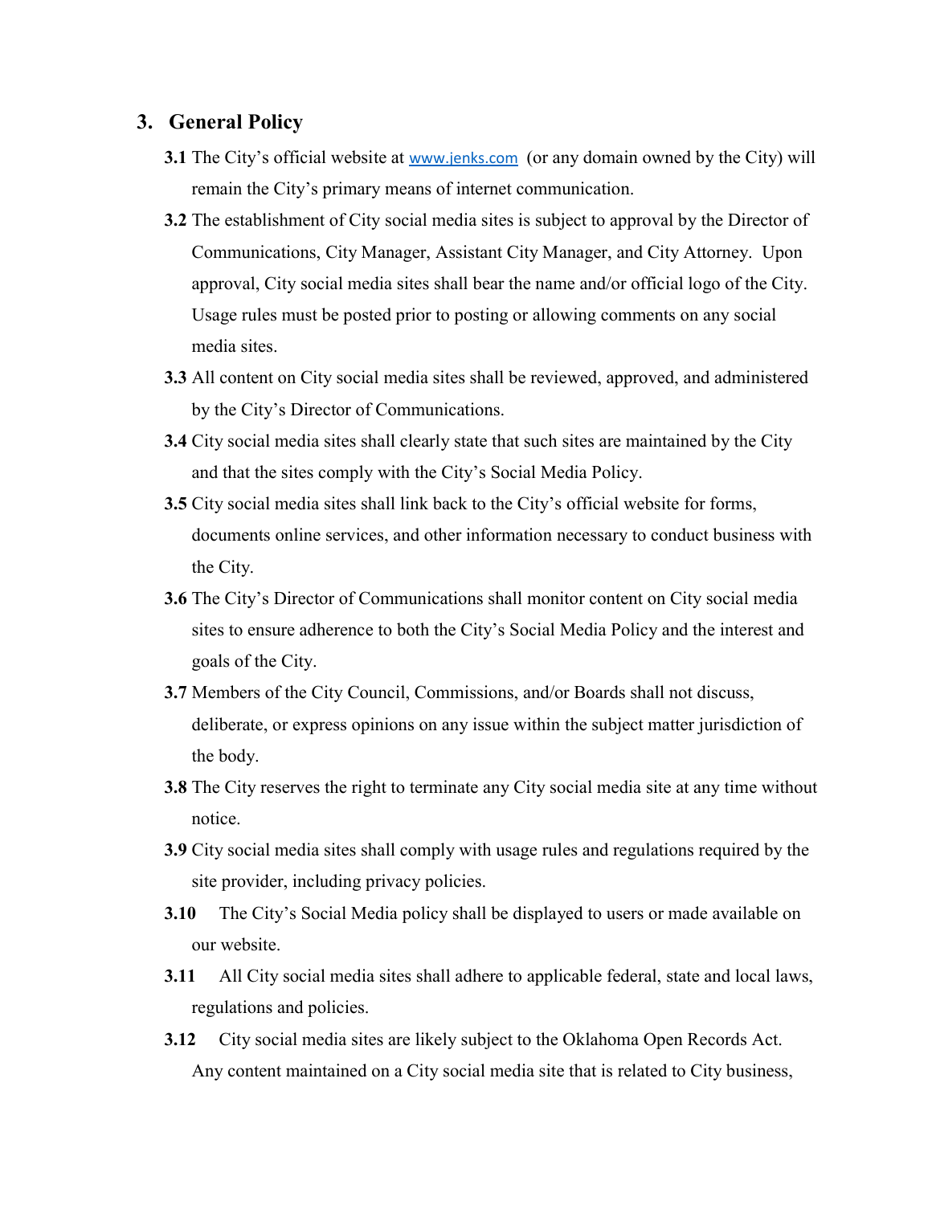## 3. General Policy

**3.1** The City's official website at www.jenks.com (or any domain owned by the City) will remain the City's primary means of internet communication.

**3.2** The establishment of City social media sites is subject to approval by the Director of Communications, City Manager, Assistant City Manager, and City Attorney. Upon approval, City social media sites shall bear the name and/or official logo of the City. Usage rules must be posted prior to posting or allowing comments on any social media sites.

**3.3** All content on City social media sites shall be reviewed, approved, and administered by the City's Director of Communications.

**3.4** City social media sites shall clearly state that such sites are maintained by the City and that the sites comply with the City's Social Media Policy.

**3.5** City social media sites shall link back to the City's official website for forms, documents online services, and other information necessary to conduct business with the City.

**3.6** The City's Director of Communications shall monitor content on City social media sites to ensure adherence to both the City's Social Media Policy and the interest and goals of the City.

**3.7** Members of the City Council, Commissions, and/or Boards shall not discuss, deliberate, or express opinions on any issue within the subject matter jurisdiction of the body.

**3.8** The City reserves the right to terminate any City social media site at any time without notice.

**3.9** City social media sites shall comply with usage rules and regulations required by the site provider, including privacy policies.

**3.10** The City's Social Media policy shall be displayed to users or made available on our website.

**3.11** All City social media sites shall adhere to applicable federal, state and local laws, regulations and policies.

**3.12** City social media sites are likely subject to the Oklahoma Open Records Act. Any content maintained on a City social media site that is related to City business,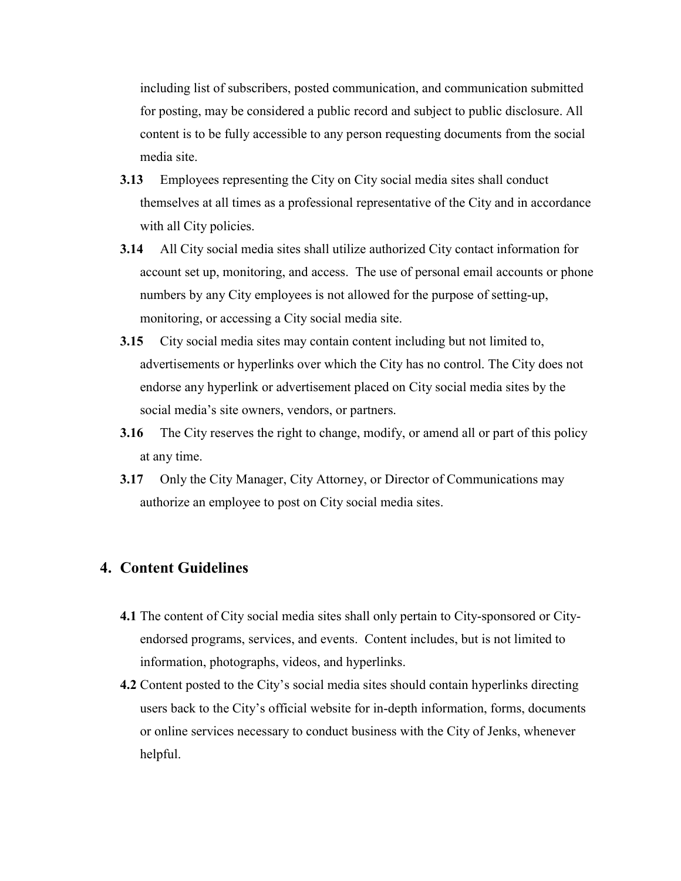including list of subscribers, posted communication, and communication submitted for posting, may be considered a public record and subject to public disclosure. All content is to be fully accessible to any person requesting documents from the social media site.

**3.13** Employees representing the City on City social media sites shall conduct themselves at all times as a professional representative of the City and in accordance with all City policies.

**3.14** All City social media sites shall utilize authorized City contact information for account set up, monitoring, and access. The use of personal email accounts or phone numbers by any City employees is not allowed for the purpose of setting-up, monitoring, or accessing a City social media site.

**3.15** City social media sites may contain content including but not limited to, advertisements or hyperlinks over which the City has no control. The City does not endorse any hyperlink or advertisement placed on City social media sites by the social media's site owners, vendors, or partners.

**3.16** The City reserves the right to change, modify, or amend all or part of this policy at any time.

**3.17** Only the City Manager, City Attorney, or Director of Communications may authorize an employee to post on City social media sites.

## 4. Content Guidelines

**4.1** The content of City social media sites shall only pertain to City-sponsored or City-endorsed programs, services, and events. Content includes, but is not limited to information, photographs, videos, and hyperlinks.

**4.2** Content posted to the City's social media sites should contain hyperlinks directing users back to the City's official website for in-depth information, forms, documents or online services necessary to conduct business with the City of Jenks, whenever helpful.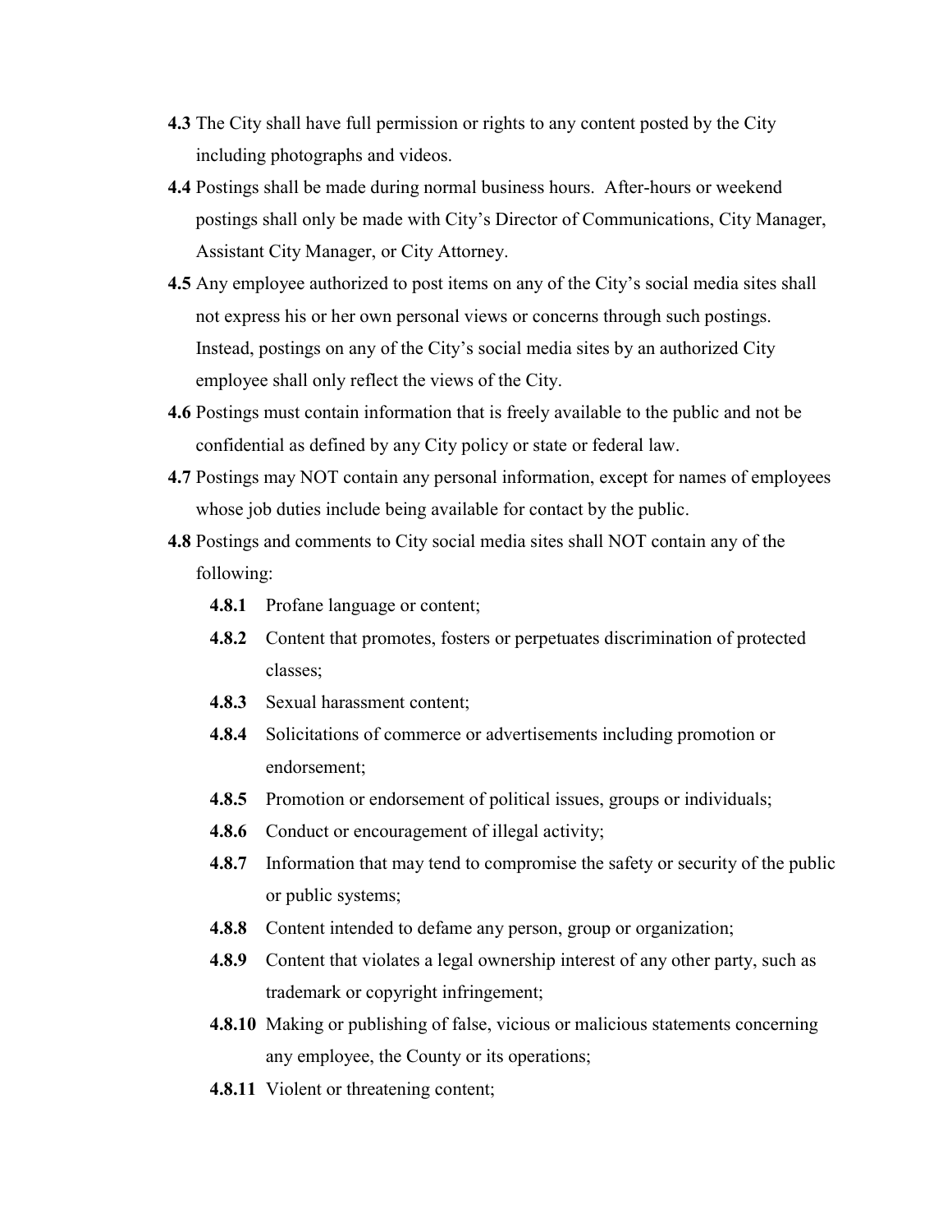**4.3** The City shall have full permission or rights to any content posted by the City including photographs and videos.

**4.4** Postings shall be made during normal business hours. After-hours or weekend postings shall only be made with City's Director of Communications, City Manager, Assistant City Manager, or City Attorney.

**4.5** Any employee authorized to post items on any of the City's social media sites shall not express his or her own personal views or concerns through such postings. Instead, postings on any of the City's social media sites by an authorized City employee shall only reflect the views of the City.

**4.6** Postings must contain information that is freely available to the public and not be confidential as defined by any City policy or state or federal law.

**4.7** Postings may NOT contain any personal information, except for names of employees whose job duties include being available for contact by the public.

**4.8** Postings and comments to City social media sites shall NOT contain any of the following:

- **4.8.1** Profane language or content;
- **4.8.2** Content that promotes, fosters or perpetuates discrimination of protected classes;
- **4.8.3** Sexual harassment content;
- **4.8.4** Solicitations of commerce or advertisements including promotion or endorsement;
- **4.8.5** Promotion or endorsement of political issues, groups or individuals;
- **4.8.6** Conduct or encouragement of illegal activity;
- **4.8.7** Information that may tend to compromise the safety or security of the public or public systems;
- **4.8.8** Content intended to defame any person, group or organization;
- **4.8.9** Content that violates a legal ownership interest of any other party, such as trademark or copyright infringement;
- **4.8.10** Making or publishing of false, vicious or malicious statements concerning any employee, the County or its operations;
- **4.8.11** Violent or threatening content;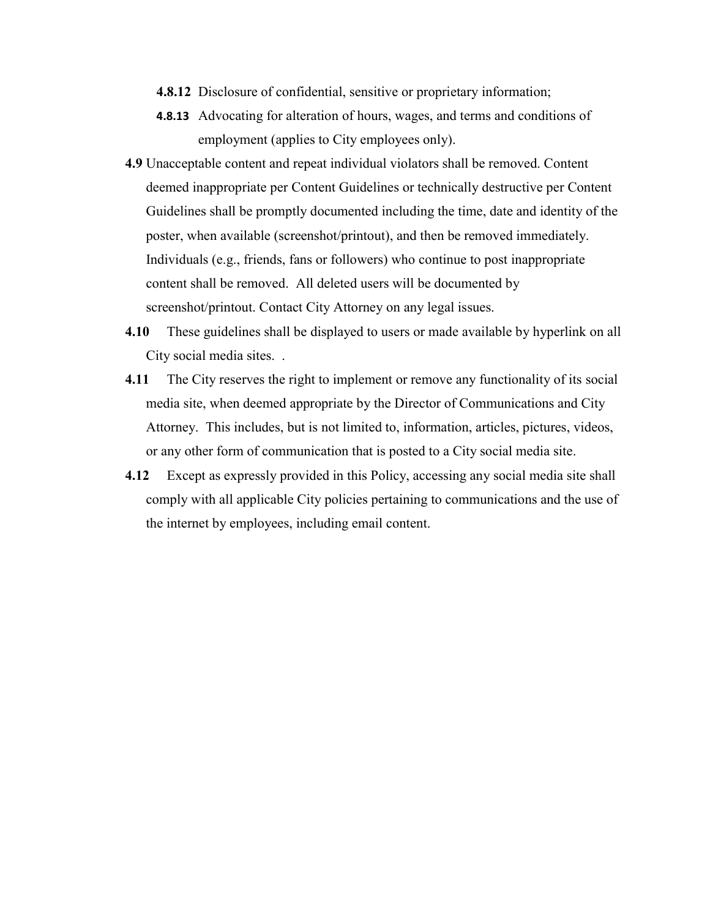**4.8.12** Disclosure of confidential, sensitive or proprietary information;

**4.8.13** Advocating for alteration of hours, wages, and terms and conditions of employment (applies to City employees only).

**4.9** Unacceptable content and repeat individual violators shall be removed. Content deemed inappropriate per Content Guidelines or technically destructive per Content Guidelines shall be promptly documented including the time, date and identity of the poster, when available (screenshot/printout), and then be removed immediately. Individuals (e.g., friends, fans or followers) who continue to post inappropriate content shall be removed. All deleted users will be documented by screenshot/printout. Contact City Attorney on any legal issues.

**4.10** These guidelines shall be displayed to users or made available by hyperlink on all City social media sites. .

**4.11** The City reserves the right to implement or remove any functionality of its social media site, when deemed appropriate by the Director of Communications and City Attorney. This includes, but is not limited to, information, articles, pictures, videos, or any other form of communication that is posted to a City social media site.

**4.12** Except as expressly provided in this Policy, accessing any social media site shall comply with all applicable City policies pertaining to communications and the use of the internet by employees, including email content.